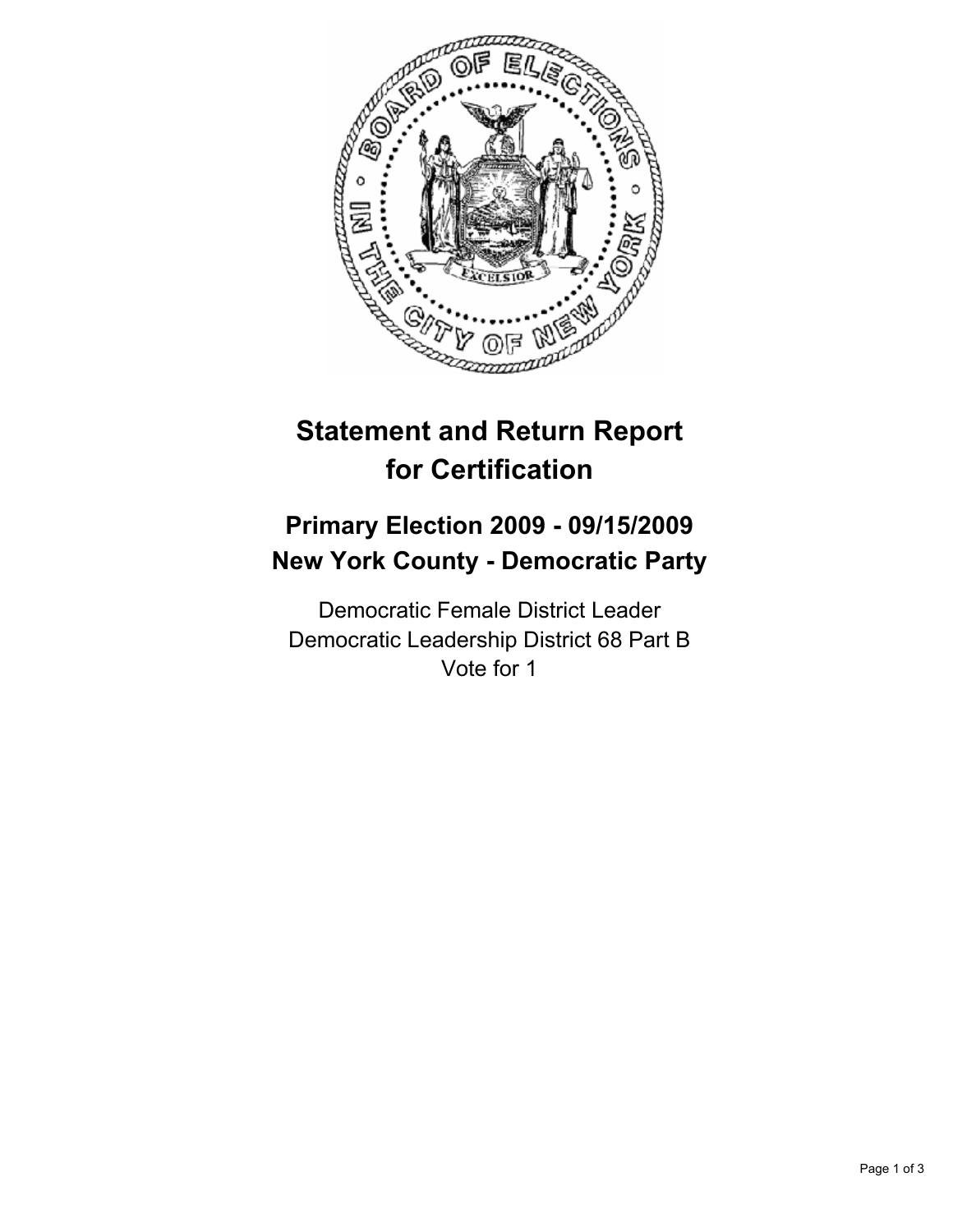# Statement and Return Report for Certification

## Primary Election 2009 - 09/15/2009
## New York County - Democratic Party

Democratic Female District Leader
Democratic Leadership District 68 Part B
Vote for 1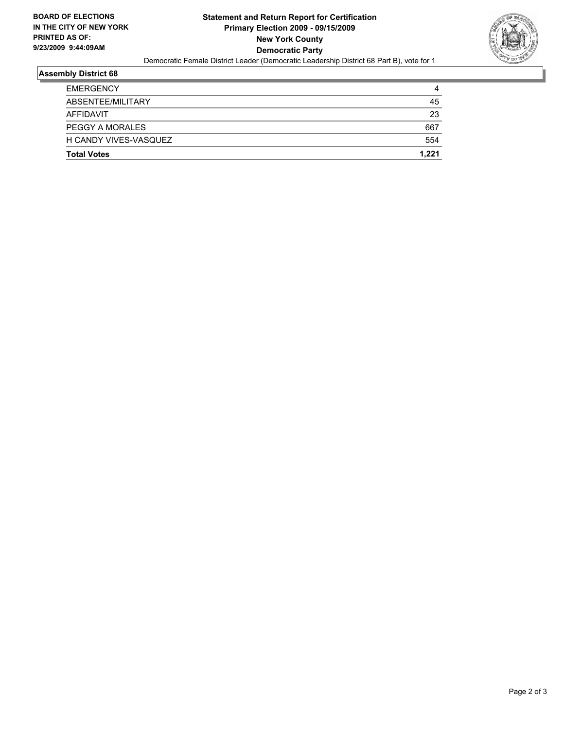**BOARD OF ELECTIONS IN THE CITY OF NEW YORK PRINTED AS OF: 9/23/2009 9:44:09AM**

**Statement and Return Report for Certification**
**Primary Election 2009 - 09/15/2009**
**New York County**
**Democratic Party**

Democratic Female District Leader (Democratic Leadership District 68 Part B), vote for 1

## Assembly District 68

| | |
|---|---|
| EMERGENCY | 4 |
| ABSENTEE/MILITARY | 45 |
| AFFIDAVIT | 23 |
| PEGGY A MORALES | 667 |
| H CANDY VIVES-VASQUEZ | 554 |
| **Total Votes** | **1,221** |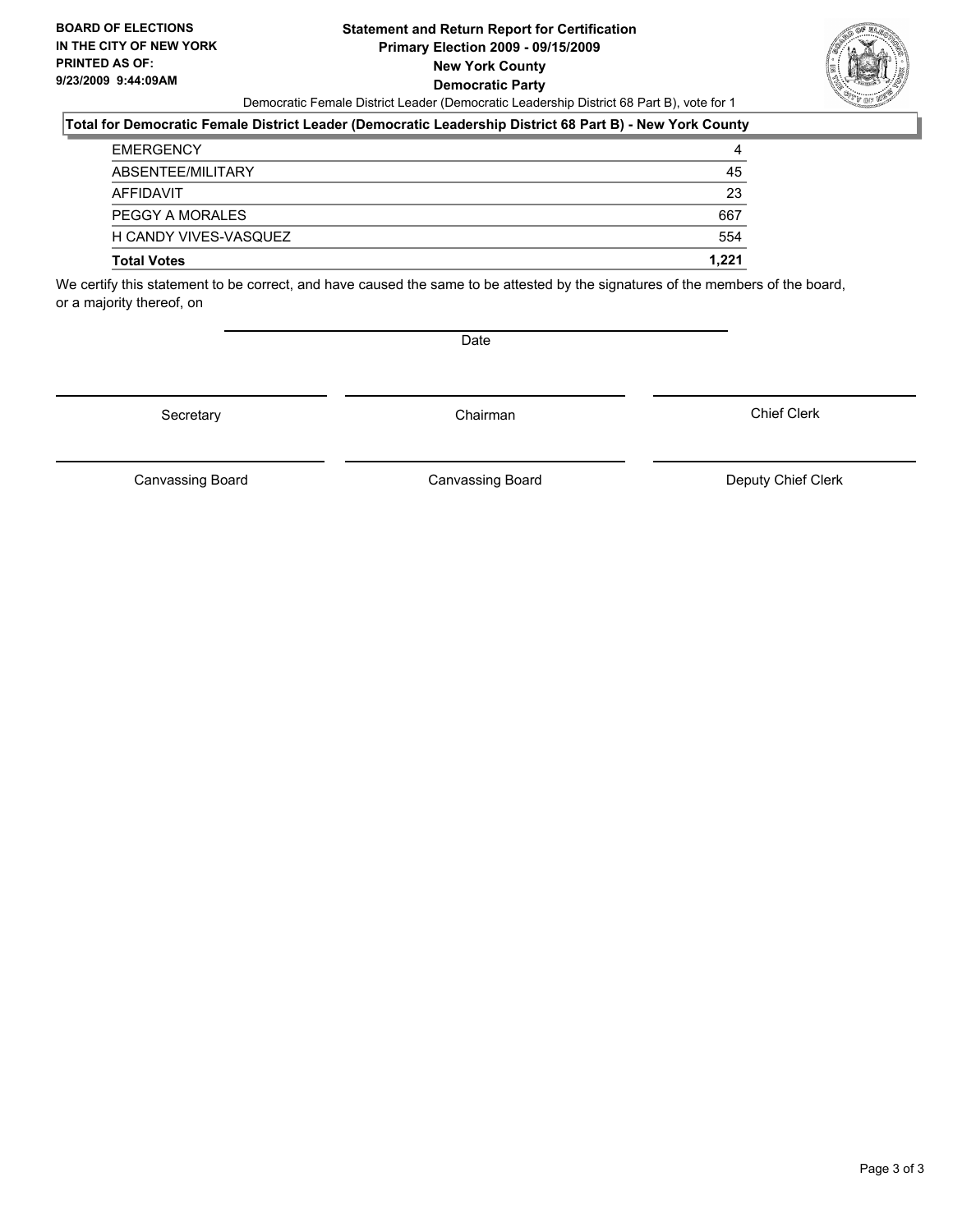**BOARD OF ELECTIONS**
**IN THE CITY OF NEW YORK**
**PRINTED AS OF:**
**9/23/2009 9:44:09AM**

**Statement and Return Report for Certification**
**Primary Election 2009 - 09/15/2009**
**New York County**
**Democratic Party**

Democratic Female District Leader (Democratic Leadership District 68 Part B), vote for 1

**Total for Democratic Female District Leader (Democratic Leadership District 68 Part B) - New York County**

| | |
|---|---|
| EMERGENCY | 4 |
| ABSENTEE/MILITARY | 45 |
| AFFIDAVIT | 23 |
| PEGGY A MORALES | 667 |
| H CANDY VIVES-VASQUEZ | 554 |
| **Total Votes** | **1,221** |

We certify this statement to be correct, and have caused the same to be attested by the signatures of the members of the board, or a majority thereof, on

Date

Secretary

Chairman

Chief Clerk

Canvassing Board

Canvassing Board

Deputy Chief Clerk